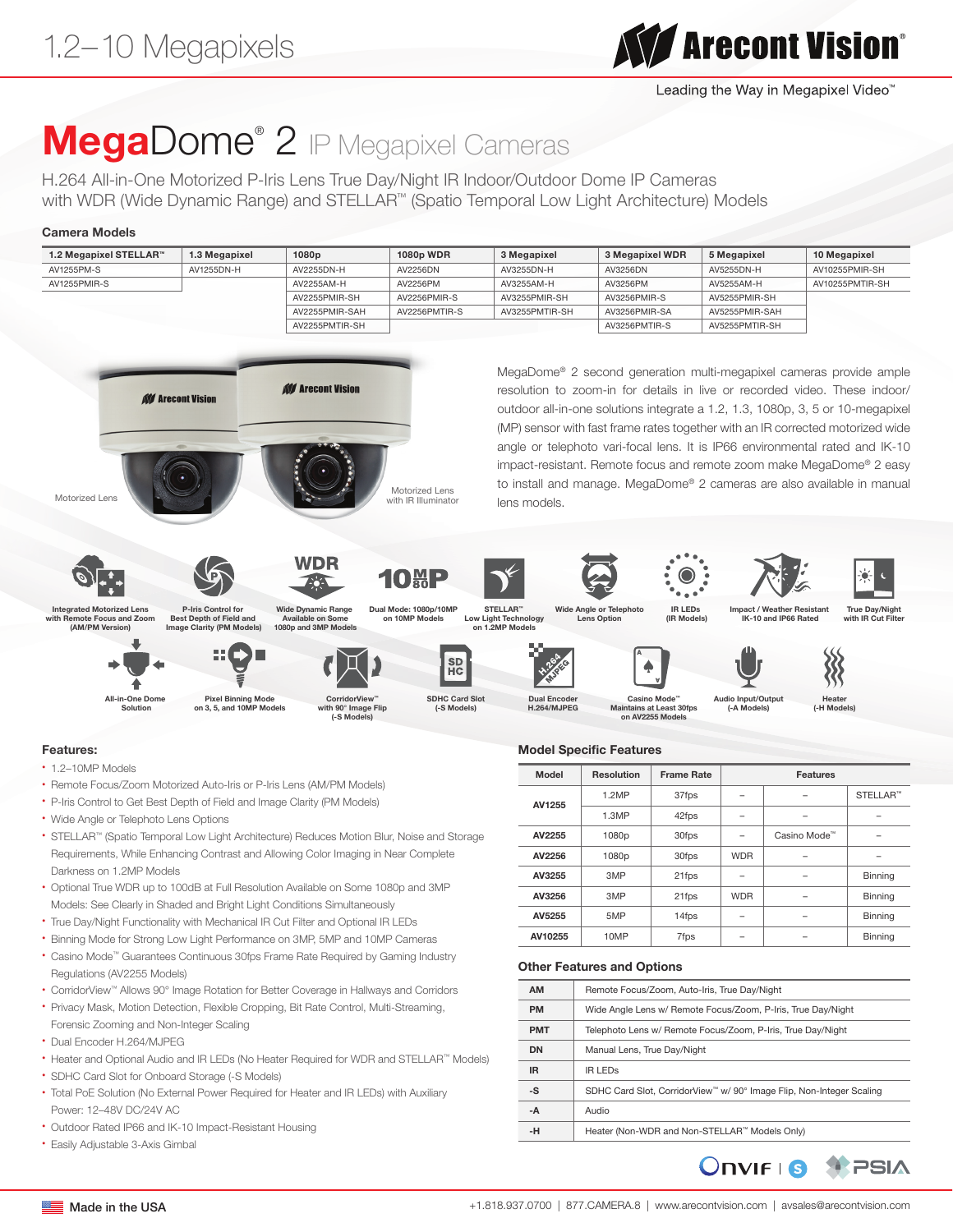1.2–10 Megapixels

Arecont Vision®

Leading the Way in Megapixel Video™

# MegaDome® 2 IP Megapixel Cameras

H.264 All-in-One Motorized P-Iris Lens True Day/Night IR Indoor/Outdoor Dome IP Cameras with WDR (Wide Dynamic Range) and STELLAR™ (Spatio Temporal Low Light Architecture) Models

## Camera Models

| 1.2 Megapixel STELLAR™ | 1.3 Megapixel | 1080p | 1080p WDR | 3 Megapixel | 3 Megapixel WDR | 5 Megapixel | 10 Megapixel |
|---|---|---|---|---|---|---|---|
| AV1255PM-S | AV1255DN-H | AV2255DN-H | AV2256DN | AV3255DN-H | AV3256DN | AV5255DN-H | AV10255PMIR-SH |
| AV1255PMIR-S | | AV2255AM-H | AV2256PM | AV3255AM-H | AV3256PM | AV5255AM-H | AV10255PMTIR-SH |
| | | AV2255PMIR-SH | AV2256PMIR-S | AV3255PMIR-SH | AV3256PMIR-S | AV5255PMIR-SH | |
| | | AV2255PMIR-SAH | AV2256PMTIR-S | AV3255PMTIR-SH | AV3256PMIR-SA | AV5255PMIR-SAH | |
| | | AV2255PMTIR-SH | | | AV3256PMTIR-S | AV5255PMTIR-SH | |

Motorized Lens

Motorized Lens with IR Illuminator

MegaDome® 2 second generation multi-megapixel cameras provide ample resolution to zoom-in for details in live or recorded video. These indoor/outdoor all-in-one solutions integrate a 1.2, 1.3, 1080p, 3, 5 or 10-megapixel (MP) sensor with fast frame rates together with an IR corrected motorized wide angle or telephoto vari-focal lens. It is IP66 environmental rated and IK-10 impact-resistant. Remote focus and remote zoom make MegaDome® 2 easy to install and manage. MegaDome® 2 cameras are also available in manual lens models.

Integrated Motorized Lens with Remote Focus and Zoom (AM/PM Version) · P-Iris Control for Best Depth of Field and Pixel Image Clarity (PM Models) · Wide Dynamic Range Available on Some 1080p and 3MP Models · Dual Mode: 1080p/10MP on 10MP Models · STELLAR™ Low Light Technology on 1.2MP Models · Wide Angle or Telephoto Lens Option · IR LEDs (IR Models) · Impact / Weather Resistant IK-10 and IP66 Rated · True Day/Night with IR Cut Filter · All-in-One Dome Solution · Pixel Binning Mode on 3, 5, and 10MP Models · CorridorView™ with 90° Image Flip (-S Models) · SDHC Card Slot (-S Models) · Dual Encoder H.264/MJPEG · Casino Mode™ Maintains at Least 30fps on AV2255 Models · Audio Input/Output (-A Models) · Heater (-H Models)

## Features:

- 1.2–10MP Models
- Remote Focus/Zoom Motorized Auto-Iris or P-Iris Lens (AM/PM Models)
- P-Iris Control to Get Best Depth of Field and Image Clarity (PM Models)
- Wide Angle or Telephoto Lens Options
- STELLAR™ (Spatio Temporal Low Light Architecture) Reduces Motion Blur, Noise and Storage Requirements, While Enhancing Contrast and Allowing Color Imaging in Near Complete Darkness on 1.2MP Models
- Optional True WDR up to 100dB at Full Resolution Available on Some 1080p and 3MP Models: See Clearly in Shaded and Bright Light Conditions Simultaneously
- True Day/Night Functionality with Mechanical IR Cut Filter and Optional IR LEDs
- Binning Mode for Strong Low Light Performance on 3MP, 5MP and 10MP Cameras
- Casino Mode™ Guarantees Continuous 30fps Frame Rate Required by Gaming Industry Regulations (AV2255 Models)
- CorridorView™ Allows 90° Image Rotation for Better Coverage in Hallways and Corridors
- Privacy Mask, Motion Detection, Flexible Cropping, Bit Rate Control, Multi-Streaming, Forensic Zooming and Non-Integer Scaling
- Dual Encoder H.264/MJPEG
- Heater and Optional Audio and IR LEDs (No Heater Required for WDR and STELLAR™ Models)
- SDHC Card Slot for Onboard Storage (-S Models)
- Total PoE Solution (No External Power Required for Heater and IR LEDs) with Auxiliary Power: 12–48V DC/24V AC
- Outdoor Rated IP66 and IK-10 Impact-Resistant Housing
- Easily Adjustable 3-Axis Gimbal

## Model Specific Features

| Model | Resolution | Frame Rate | Features | | |
|---|---|---|---|---|---|
| AV1255 | 1.2MP | 37fps | – | – | STELLAR™ |
| | 1.3MP | 42fps | – | – | – |
| AV2255 | 1080p | 30fps | – | Casino Mode™ | – |
| AV2256 | 1080p | 30fps | WDR | – | – |
| AV3255 | 3MP | 21fps | – | – | Binning |
| AV3256 | 3MP | 21fps | WDR | – | Binning |
| AV5255 | 5MP | 14fps | – | – | Binning |
| AV10255 | 10MP | 7fps | – | – | Binning |

## Other Features and Options

| | |
|---|---|
| AM | Remote Focus/Zoom, Auto-Iris, True Day/Night |
| PM | Wide Angle Lens w/ Remote Focus/Zoom, P-Iris, True Day/Night |
| PMT | Telephoto Lens w/ Remote Focus/Zoom, P-Iris, True Day/Night |
| DN | Manual Lens, True Day/Night |
| IR | IR LEDs |
| -S | SDHC Card Slot, CorridorView™ w/ 90° Image Flip, Non-Integer Scaling |
| -A | Audio |
| -H | Heater (Non-WDR and Non-STELLAR™ Models Only) |

ONVIF | S   PSIA

Made in the USA

+1.818.937.0700 | 877.CAMERA.8 | www.arecontvision.com | avsales@arecontvision.com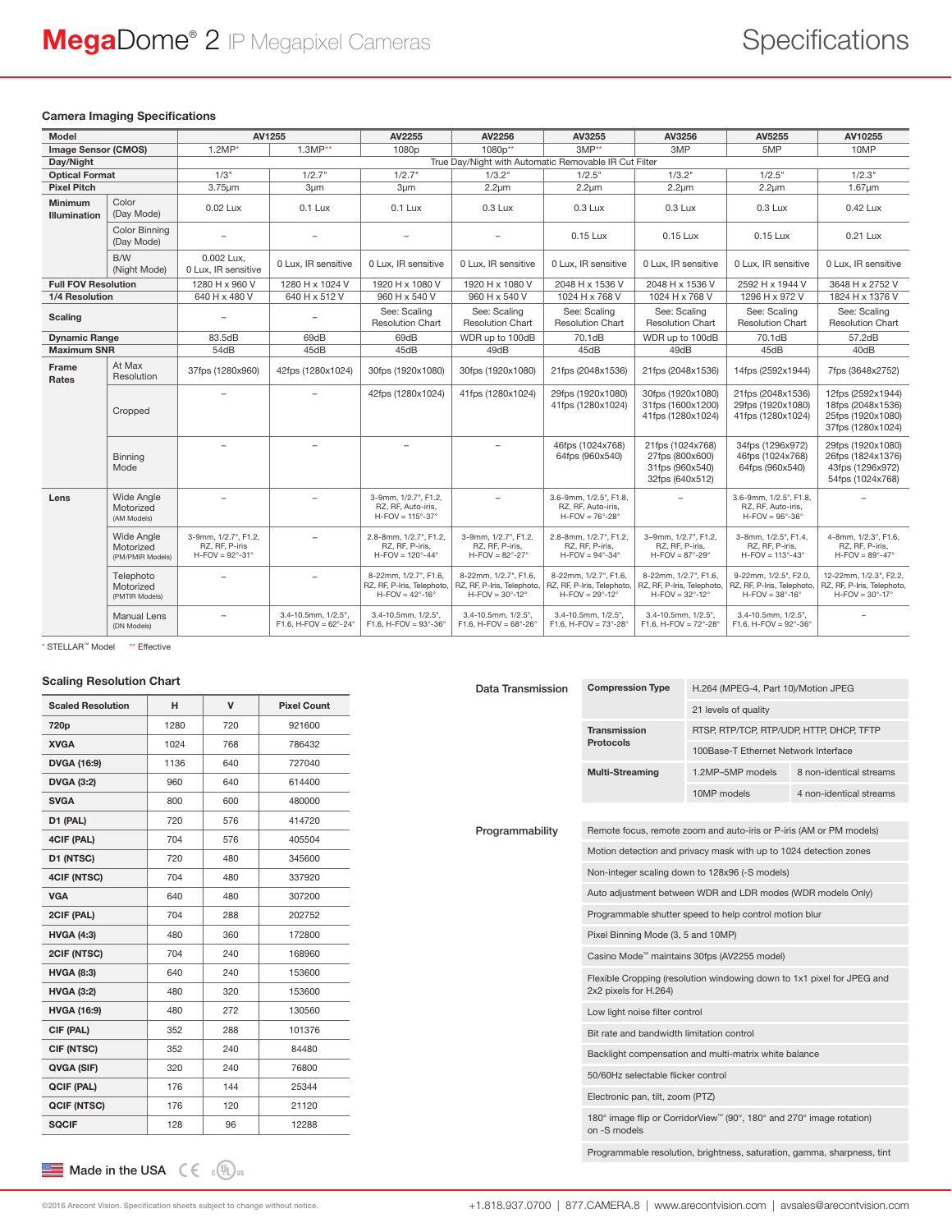# MegaDome® 2 IP Megapixel Cameras

## Specifications

### Camera Imaging Specifications

| Model | | AV1255 | | AV2255 | AV2256 | AV3255 | AV3256 | AV5255 | AV10255 |
|---|---|---|---|---|---|---|---|---|---|
| Image Sensor (CMOS) | | 1.2MP* | 1.3MP** | 1080p | 1080p** | 3MP** | 3MP | 5MP | 10MP |
| Day/Night | | True Day/Night with Automatic Removable IR Cut Filter | | | | | | | |
| Optical Format | | 1/3" | 1/2.7" | 1/2.7" | 1/3.2" | 1/2.5" | 1/3.2" | 1/2.5" | 1/2.3" |
| Pixel Pitch | | 3.75µm | 3µm | 3µm | 2.2µm | 2.2µm | 2.2µm | 2.2µm | 1.67µm |
| Minimum Illumination | Color (Day Mode) | 0.02 Lux | 0.1 Lux | 0.1 Lux | 0.3 Lux | 0.3 Lux | 0.3 Lux | 0.3 Lux | 0.42 Lux |
| | Color Binning (Day Mode) | – | – | – | – | 0.15 Lux | 0.15 Lux | 0.15 Lux | 0.21 Lux |
| | B/W (Night Mode) | 0.002 Lux, 0 Lux, IR sensitive | 0 Lux, IR sensitive | 0 Lux, IR sensitive | 0 Lux, IR sensitive | 0 Lux, IR sensitive | 0 Lux, IR sensitive | 0 Lux, IR sensitive | 0 Lux, IR sensitive |
| Full FOV Resolution | | 1280 H x 960 V | 1280 H x 1024 V | 1920 H x 1080 V | 1920 H x 1080 V | 2048 H x 1536 V | 2048 H x 1536 V | 2592 H x 1944 V | 3648 H x 2752 V |
| 1/4 Resolution | | 640 H x 480 V | 640 H x 512 V | 960 H x 540 V | 960 H x 540 V | 1024 H x 768 V | 1024 H x 768 V | 1296 H x 972 V | 1824 H x 1376 V |
| Scaling | | – | – | See: Scaling Resolution Chart | See: Scaling Resolution Chart | See: Scaling Resolution Chart | See: Scaling Resolution Chart | See: Scaling Resolution Chart | See: Scaling Resolution Chart |
| Dynamic Range | | 83.5dB | 69dB | 69dB | WDR up to 100dB | 70.1dB | WDR up to 100dB | 70.1dB | 57.2dB |
| Maximum SNR | | 54dB | 45dB | 45dB | 49dB | 45dB | 49dB | 45dB | 40dB |
| Frame Rates | At Max Resolution | 37fps (1280x960) | 42fps (1280x1024) | 30fps (1920x1080) | 30fps (1920x1080) | 21fps (2048x1536) | 21fps (2048x1536) | 14fps (2592x1944) | 7fps (3648x2752) |
| | Cropped | – | – | 42fps (1280x1024) | 41fps (1280x1024) | 29fps (1920x1080) 41fps (1280x1024) | 30fps (1920x1080) 31fps (1600x1200) 41fps (1280x1024) | 21fps (2048x1536) 29fps (1920x1080) 41fps (1280x1024) | 12fps (2592x1944) 18fps (2048x1536) 25fps (1920x1080) 37fps (1280x1024) |
| | Binning Mode | – | – | – | – | 46fps (1024x768) 64fps (960x540) | 21fps (1024x768) 27fps (800x600) 31fps (960x540) 32fps (640x512) | 34fps (1296x972) 46fps (1024x768) 64fps (960x540) | 29fps (1920x1080) 26fps (1824x1376) 43fps (1296x972) 54fps (1024x768) |
| Lens | Wide Angle Motorized (AM Models) | – | – | 3-9mm, 1/2.7", F1.2, RZ, RF, Auto-iris, H-FOV = 115°-37° | – | 3.6-9mm, 1/2.5", F1.8, RZ, RF, Auto-iris, H-FOV = 76°-28° | – | 3.6-9mm, 1/2.5", F1.8, RZ, RF, Auto-iris, H-FOV = 96°-36° | – |
| | Wide Angle Motorized (PM/PMIR Models) | 3-9mm, 1/2.7", F1.2, RZ, RF, P-iris, H-FOV = 92°-31° | – | 2.8-8mm, 1/2.7", F1.2, RZ, RF, P-iris, H-FOV = 120°-44° | 3-9mm, 1/2.7", F1.2, RZ, RF, P-iris, H-FOV = 82°-27° | 2.8-8mm, 1/2.7", F1.2, RZ, RF, P-iris, H-FOV = 94°-34° | 3-9mm, 1/2.7", F1.2, RZ, RF, P-iris, H-FOV = 87°-29° | 3-8mm, 1/2.5", F1.4, RZ, RF, P-iris, H-FOV = 113°-43° | 4-8mm, 1/2.3", F1.6, RZ, RF, P-iris, H-FOV = 89°-47° |
| | Telephoto Motorized (PMTIR Models) | – | – | 8-22mm, 1/2.7", F1.6, RZ, RF, P-Iris, Telephoto, H-FOV = 42°-16° | 8-22mm, 1/2.7", F1.6, RZ, RF, P-Iris, Telephoto, H-FOV = 30°-12° | 8-22mm, 1/2.7", F1.6, RZ, RF, P-Iris, Telephoto, H-FOV = 29°-12° | 8-22mm, 1/2.7", F1.6, RZ, RF, P-Iris, Telephoto, H-FOV = 32°-12° | 9-22mm, 1/2.5", F2.0, RZ, RF, P-Iris, Telephoto, H-FOV = 38°-16° | 12-22mm, 1/2.3", F2.2, RZ, RF, P-Iris, Telephoto, H-FOV = 30°-17° |
| | Manual Lens (DN Models) | – | 3.4-10.5mm, 1/2.5", F1.6, H-FOV = 62°-24° | 3.4-10.5mm, 1/2.5", F1.6, H-FOV = 93°-36° | 3.4-10.5mm, 1/2.5", F1.6, H-FOV = 68°-26° | 3.4-10.5mm, 1/2.5", F1.6, H-FOV = 73°-28° | 3.4-10.5mm, 1/2.5", F1.6, H-FOV = 72°-28° | 3.4-10.5mm, 1/2.5", F1.6, H-FOV = 92°-36° | – |

* STELLAR™ Model ** Effective

### Scaling Resolution Chart

| Scaled Resolution | H | V | Pixel Count |
|---|---|---|---|
| 720p | 1280 | 720 | 921600 |
| XVGA | 1024 | 768 | 786432 |
| DVGA (16:9) | 1136 | 640 | 727040 |
| DVGA (3:2) | 960 | 640 | 614400 |
| SVGA | 800 | 600 | 480000 |
| D1 (PAL) | 720 | 576 | 414720 |
| 4CIF (PAL) | 704 | 576 | 405504 |
| D1 (NTSC) | 720 | 480 | 345600 |
| 4CIF (NTSC) | 704 | 480 | 337920 |
| VGA | 640 | 480 | 307200 |
| 2CIF (PAL) | 704 | 288 | 202752 |
| HVGA (4:3) | 480 | 360 | 172800 |
| 2CIF (NTSC) | 704 | 240 | 168960 |
| HVGA (8:3) | 640 | 240 | 153600 |
| HVGA (3:2) | 480 | 320 | 153600 |
| HVGA (16:9) | 480 | 272 | 130560 |
| CIF (PAL) | 352 | 288 | 101376 |
| CIF (NTSC) | 352 | 240 | 84480 |
| QVGA (SIF) | 320 | 240 | 76800 |
| QCIF (PAL) | 176 | 144 | 25344 |
| QCIF (NTSC) | 176 | 120 | 21120 |
| SQCIF | 128 | 96 | 12288 |

### Data Transmission

| | | |
|---|---|---|
| Compression Type | H.264 (MPEG-4, Part 10)/Motion JPEG | |
| | 21 levels of quality | |
| Transmission Protocols | RTSP, RTP/TCP, RTP/UDP, HTTP, DHCP, TFTP | |
| | 100Base-T Ethernet Network Interface | |
| Multi-Streaming | 1.2MP–5MP models | 8 non-identical streams |
| | 10MP models | 4 non-identical streams |

### Programmability

- Remote focus, remote zoom and auto-iris or P-iris (AM or PM models)
- Motion detection and privacy mask with up to 1024 detection zones
- Non-integer scaling down to 128x96 (-S models)
- Auto adjustment between WDR and LDR modes (WDR models Only)
- Programmable shutter speed to help control motion blur
- Pixel Binning Mode (3, 5 and 10MP)
- Casino Mode™ maintains 30fps (AV2255 model)
- Flexible Cropping (resolution windowing down to 1x1 pixel for JPEG and 2x2 pixels for H.264)
- Low light noise filter control
- Bit rate and bandwidth limitation control
- Backlight compensation and multi-matrix white balance
- 50/60Hz selectable flicker control
- Electronic pan, tilt, zoom (PTZ)
- 180° image flip or CorridorView™ (90°, 180° and 270° image rotation) on -S models
- Programmable resolution, brightness, saturation, gamma, sharpness, tint

Made in the USA

©2016 Arecont Vision. Specification sheets subject to change without notice. +1.818.937.0700 | 877.CAMERA.8 | www.arecontvision.com | avsales@arecontvision.com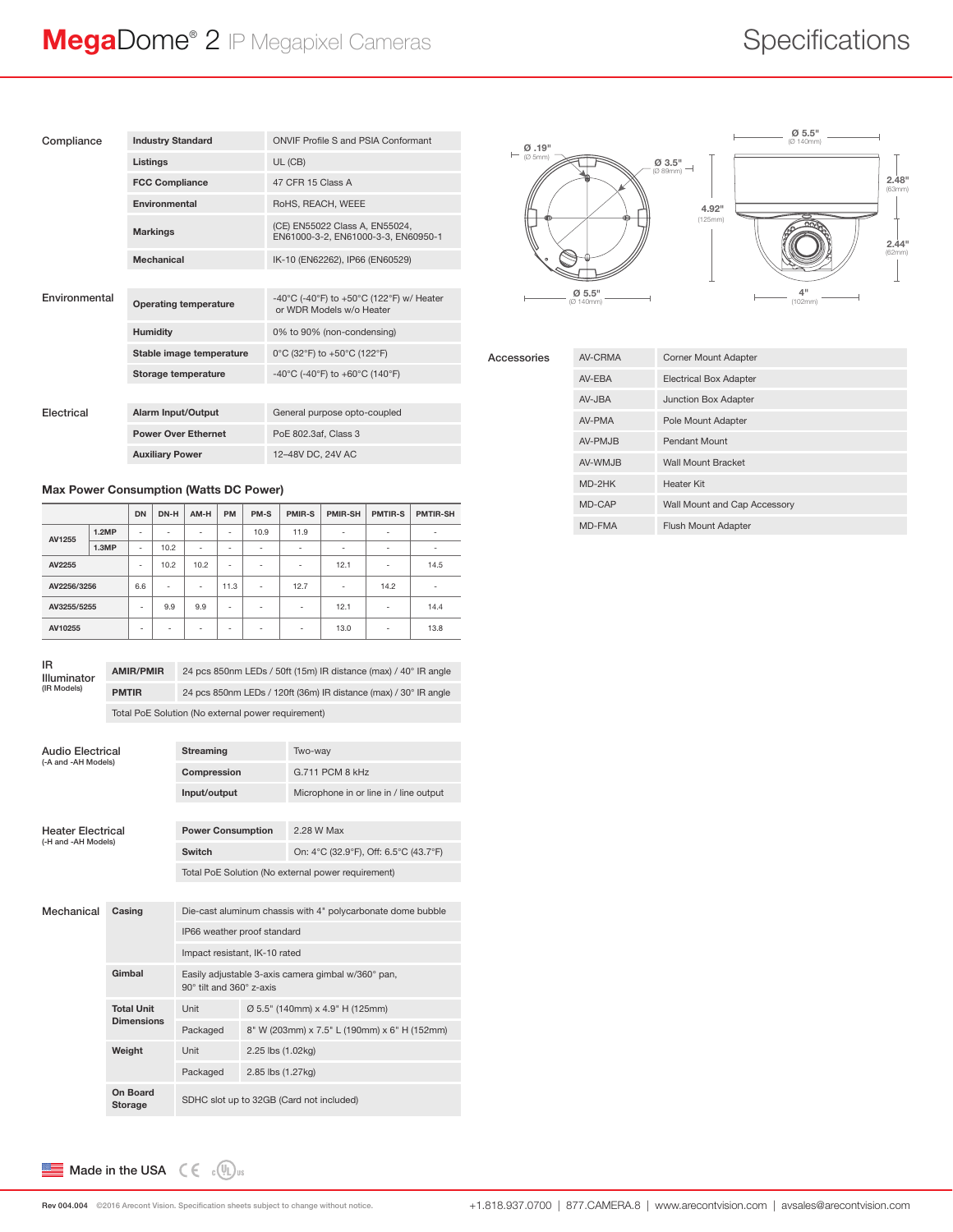# MegaDome® 2 IP Megapixel Cameras

## Specifications

### Compliance

| | |
|---|---|
| **Industry Standard** | ONVIF Profile S and PSIA Conformant |
| **Listings** | UL (CB) |
| **FCC Compliance** | 47 CFR 15 Class A |
| **Environmental** | RoHS, REACH, WEEE |
| **Markings** | (CE) EN55022 Class A, EN55024, EN61000-3-2, EN61000-3-3, EN60950-1 |
| **Mechanical** | IK-10 (EN62262), IP66 (EN60529) |

### Environmental

| | |
|---|---|
| **Operating temperature** | -40°C (-40°F) to +50°C (122°F) w/ Heater or WDR Models w/o Heater |
| **Humidity** | 0% to 90% (non-condensing) |
| **Stable image temperature** | 0°C (32°F) to +50°C (122°F) |
| **Storage temperature** | -40°C (-40°F) to +60°C (140°F) |

### Electrical

| | |
|---|---|
| **Alarm Input/Output** | General purpose opto-coupled |
| **Power Over Ethernet** | PoE 802.3af, Class 3 |
| **Auxiliary Power** | 12–48V DC, 24V AC |

### Max Power Consumption (Watts DC Power)

| | | DN | DN-H | AM-H | PM | PM-S | PMIR-S | PMIR-SH | PMTIR-S | PMTIR-SH |
|---|---|---|---|---|---|---|---|---|---|---|
| AV1255 | 1.2MP | - | - | - | - | 10.9 | 11.9 | - | - | - |
| | 1.3MP | - | 10.2 | - | - | - | - | - | - | - |
| AV2255 | | - | 10.2 | 10.2 | - | - | - | 12.1 | - | 14.5 |
| AV2256/3256 | | 6.6 | - | - | 11.3 | - | 12.7 | - | 14.2 | - |
| AV3255/5255 | | - | 9.9 | 9.9 | - | - | - | 12.1 | - | 14.4 |
| AV10255 | | - | - | - | - | - | - | 13.0 | - | 13.8 |

### IR Illuminator
(IR Models)

| | |
|---|---|
| **AMIR/PMIR** | 24 pcs 850nm LEDs / 50ft (15m) IR distance (max) / 40° IR angle |
| **PMTIR** | 24 pcs 850nm LEDs / 120ft (36m) IR distance (max) / 30° IR angle |
| Total PoE Solution (No external power requirement) | |

### Audio Electrical
(-A and -AH Models)

| | |
|---|---|
| **Streaming** | Two-way |
| **Compression** | G.711 PCM 8 kHz |
| **Input/output** | Microphone in or line in / line output |

### Heater Electrical
(-H and -AH Models)

| | |
|---|---|
| **Power Consumption** | 2.28 W Max |
| **Switch** | On: 4°C (32.9°F), Off: 6.5°C (43.7°F) |
| Total PoE Solution (No external power requirement) | |

### Mechanical

| | | |
|---|---|---|
| **Casing** | Die-cast aluminum chassis with 4" polycarbonate dome bubble | |
| | IP66 weather proof standard | |
| | Impact resistant, IK-10 rated | |
| **Gimbal** | Easily adjustable 3-axis camera gimbal w/360° pan, 90° tilt and 360° z-axis | |
| **Total Unit Dimensions** | Unit | Ø 5.5" (140mm) x 4.9" H (125mm) |
| | Packaged | 8" W (203mm) x 7.5" L (190mm) x 6" H (152mm) |
| **Weight** | Unit | 2.25 lbs (1.02kg) |
| | Packaged | 2.85 lbs (1.27kg) |
| **On Board Storage** | SDHC slot up to 32GB (Card not included) | |

Ø .19" (Ø 5mm)
Ø 3.5" (Ø 89mm)
Ø 5.5" (Ø 140mm)
Ø 5.5" (Ø 140mm)
4.92" (125mm)
2.48" (63mm)
2.44" (62mm)
4" (102mm)

### Accessories

| | |
|---|---|
| AV-CRMA | Corner Mount Adapter |
| AV-EBA | Electrical Box Adapter |
| AV-JBA | Junction Box Adapter |
| AV-PMA | Pole Mount Adapter |
| AV-PMJB | Pendant Mount |
| AV-WMJB | Wall Mount Bracket |
| MD-2HK | Heater Kit |
| MD-CAP | Wall Mount and Cap Accessory |
| MD-FMA | Flush Mount Adapter |

Made in the USA

Rev 004.004 ©2016 Arecont Vision. Specification sheets subject to change without notice.

+1.818.937.0700 | 877.CAMERA.8 | www.arecontvision.com | avsales@arecontvision.com